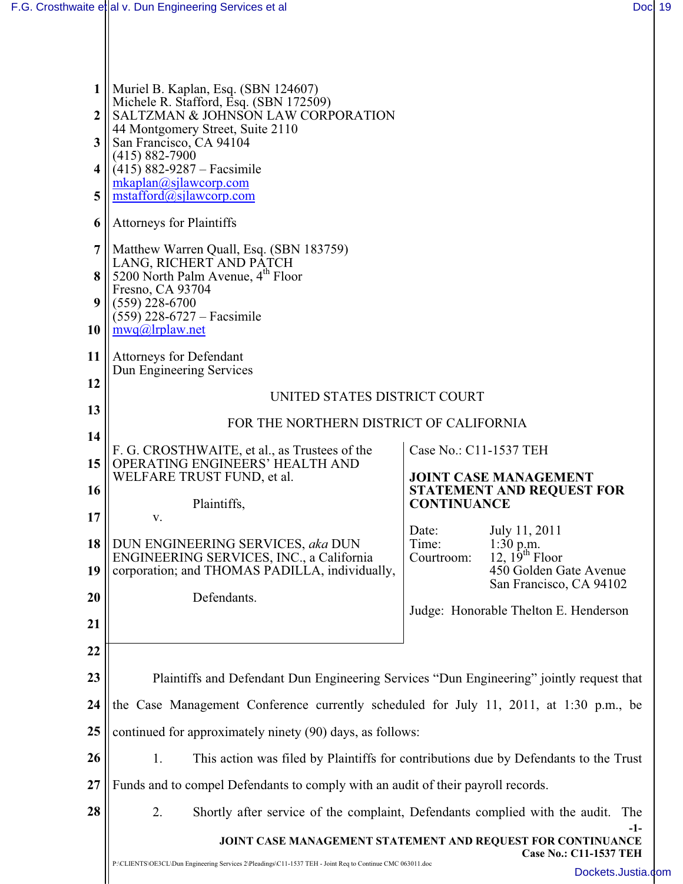Muriel B. Kaplan, Esq. (SBN 124607)
Michele R. Stafford, Esq. (SBN 172509)
SALTZMAN & JOHNSON LAW CORPORATION
44 Montgomery Street, Suite 2110
San Francisco, CA 94104
(415) 882-7900
(415) 882-9287 – Facsimile
mkaplan@sjlawcorp.com
mstafford@sjlawcorp.com

Attorneys for Plaintiffs

Matthew Warren Quall, Esq. (SBN 183759)
LANG, RICHERT AND PATCH
5200 North Palm Avenue, 4th Floor
Fresno, CA 93704
(559) 228-6700
(559) 228-6727 – Facsimile
mwq@lrplaw.net

Attorneys for Defendant
Dun Engineering Services

UNITED STATES DISTRICT COURT

FOR THE NORTHERN DISTRICT OF CALIFORNIA

F. G. CROSTHWAITE, et al., as Trustees of the OPERATING ENGINEERS' HEALTH AND WELFARE TRUST FUND, et al.

Plaintiffs,

v.

DUN ENGINEERING SERVICES, *aka* DUN ENGINEERING SERVICES, INC., a California corporation; and THOMAS PADILLA, individually,

Defendants.

Case No.: C11-1537 TEH

**JOINT CASE MANAGEMENT STATEMENT AND REQUEST FOR CONTINUANCE**

Date: July 11, 2011
Time: 1:30 p.m.
Courtroom: 12, 19th Floor
450 Golden Gate Avenue
San Francisco, CA 94102

Judge: Honorable Thelton E. Henderson

Plaintiffs and Defendant Dun Engineering Services "Dun Engineering" jointly request that the Case Management Conference currently scheduled for July 11, 2011, at 1:30 p.m., be continued for approximately ninety (90) days, as follows:

1. This action was filed by Plaintiffs for contributions due by Defendants to the Trust Funds and to compel Defendants to comply with an audit of their payroll records.

2. Shortly after service of the complaint, Defendants complied with the audit. The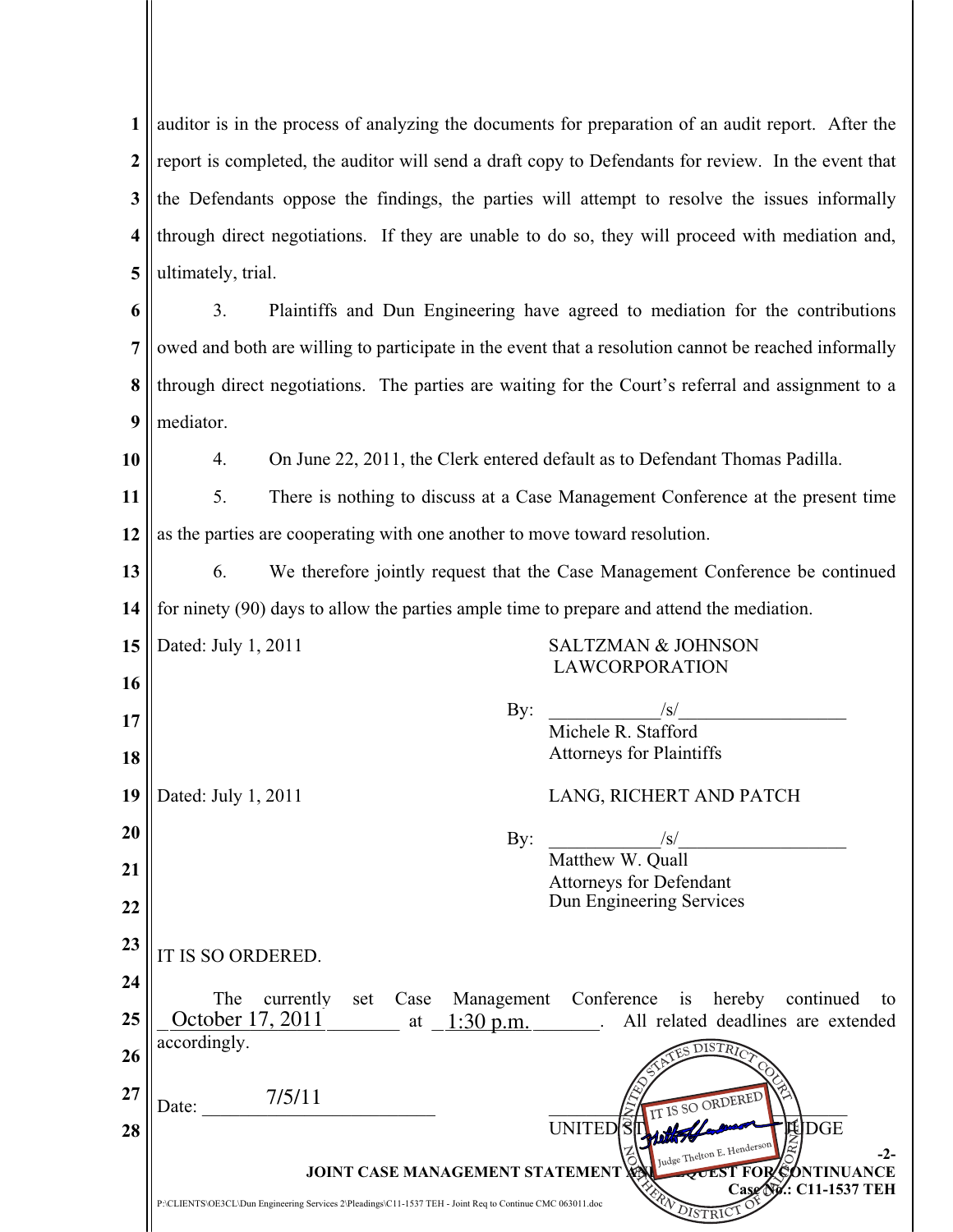auditor is in the process of analyzing the documents for preparation of an audit report. After the report is completed, the auditor will send a draft copy to Defendants for review. In the event that the Defendants oppose the findings, the parties will attempt to resolve the issues informally through direct negotiations. If they are unable to do so, they will proceed with mediation and, ultimately, trial.

3. Plaintiffs and Dun Engineering have agreed to mediation for the contributions owed and both are willing to participate in the event that a resolution cannot be reached informally through direct negotiations. The parties are waiting for the Court's referral and assignment to a mediator.

4. On June 22, 2011, the Clerk entered default as to Defendant Thomas Padilla.

5. There is nothing to discuss at a Case Management Conference at the present time as the parties are cooperating with one another to move toward resolution.

6. We therefore jointly request that the Case Management Conference be continued for ninety (90) days to allow the parties ample time to prepare and attend the mediation.

Dated: July 1, 2011

SALTZMAN & JOHNSON LAWCORPORATION

By: /s/
Michele R. Stafford
Attorneys for Plaintiffs

Dated: July 1, 2011

LANG, RICHERT AND PATCH

By: /s/
Matthew W. Quall
Attorneys for Defendant
Dun Engineering Services

IT IS SO ORDERED.

The currently set Case Management Conference is hereby continued to October 17, 2011 at 1:30 p.m.. All related deadlines are extended accordingly.

Date: 7/5/11

UNITED STATES DISTRICT JUDGE

[Stamp: UNITED STATES DISTRICT COURT, NORTHERN DISTRICT OF CALIFORNIA — IT IS SO ORDERED — Judge Thelton E. Henderson]

JOINT CASE MANAGEMENT STATEMENT AND REQUEST FOR CONTINUANCE
Case No.: C11-1537 TEH

P:\CLIENTS\OE3CL\Dun Engineering Services 2\Pleadings\C11-1537 TEH - Joint Req to Continue CMC 063011.doc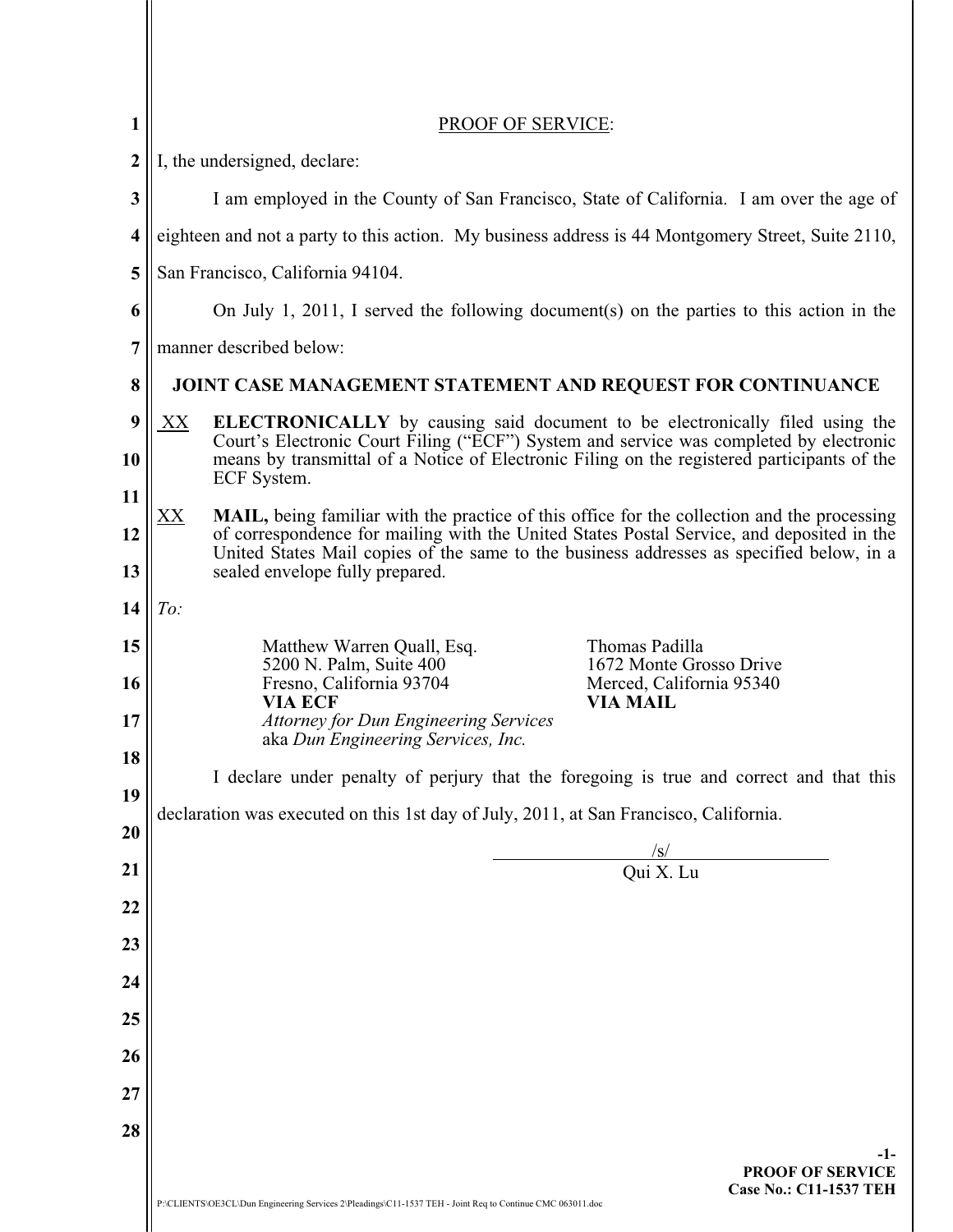PROOF OF SERVICE:

I, the undersigned, declare:

I am employed in the County of San Francisco, State of California. I am over the age of eighteen and not a party to this action. My business address is 44 Montgomery Street, Suite 2110, San Francisco, California 94104.

On July 1, 2011, I served the following document(s) on the parties to this action in the manner described below:

**JOINT CASE MANAGEMENT STATEMENT AND REQUEST FOR CONTINUANCE**

XX **ELECTRONICALLY** by causing said document to be electronically filed using the Court's Electronic Court Filing ("ECF") System and service was completed by electronic means by transmittal of a Notice of Electronic Filing on the registered participants of the ECF System.

XX **MAIL,** being familiar with the practice of this office for the collection and the processing of correspondence for mailing with the United States Postal Service, and deposited in the United States Mail copies of the same to the business addresses as specified below, in a sealed envelope fully prepared.

*To:*

Matthew Warren Quall, Esq.
5200 N. Palm, Suite 400
Fresno, California 93704
**VIA ECF**
*Attorney for Dun Engineering Services* aka *Dun Engineering Services, Inc.*

Thomas Padilla
1672 Monte Grosso Drive
Merced, California 95340
**VIA MAIL**

I declare under penalty of perjury that the foregoing is true and correct and that this declaration was executed on this 1st day of July, 2011, at San Francisco, California.

/s/
Qui X. Lu

**PROOF OF SERVICE**
**Case No.: C11-1537 TEH**

P:\CLIENTS\OE3CL\Dun Engineering Services 2\Pleadings\C11-1537 TEH - Joint Req to Continue CMC 063011.doc